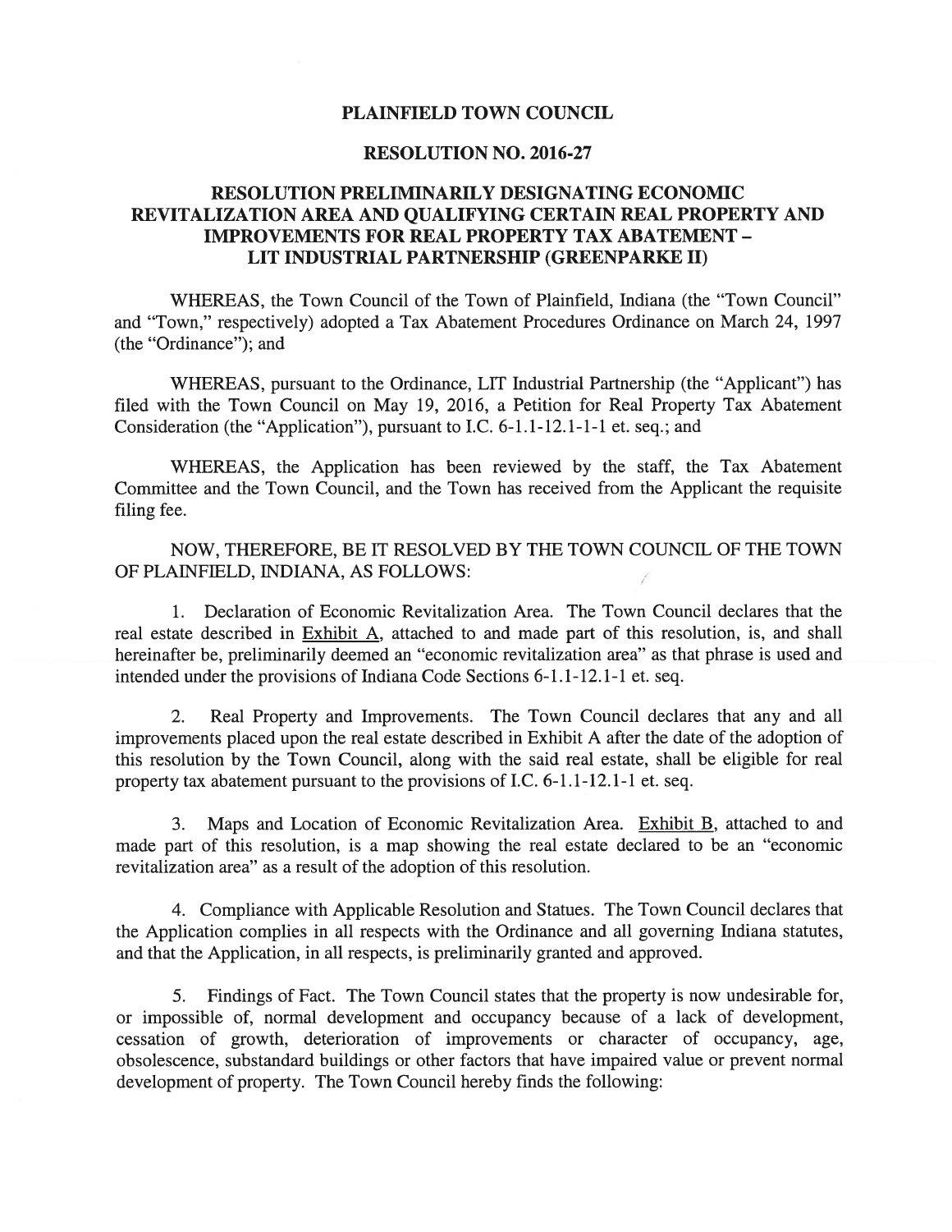# PLAINFIELD TOWN COUNCIL

## RESOLUTION NO. 2016-27

## RESOLUTION PRELIMINARILY DESIGNATING ECONOMIC REVITALIZATION AREA AND QUALIFYING CERTAIN REAL PROPERTY AND IMPROVEMENTS FOR REAL PROPERTY TAX ABATEMENT – LIT INDUSTRIAL PARTNERSHIP (GREENPARKE II)

WHEREAS, the Town Council of the Town of Plainfield, Indiana (the "Town Council" and "Town," respectively) adopted a Tax Abatement Procedures Ordinance on March 24, 1997 (the "Ordinance"); and

WHEREAS, pursuant to the Ordinance, LIT Industrial Partnership (the "Applicant") has filed with the Town Council on May 19, 2016, a Petition for Real Property Tax Abatement Consideration (the "Application"), pursuant to I.C. 6-1.1-12.1-1-1 et. seq.; and

WHEREAS, the Application has been reviewed by the staff, the Tax Abatement Committee and the Town Council, and the Town has received from the Applicant the requisite filing fee.

NOW, THEREFORE, BE IT RESOLVED BY THE TOWN COUNCIL OF THE TOWN OF PLAINFIELD, INDIANA, AS FOLLOWS:

1. Declaration of Economic Revitalization Area. The Town Council declares that the real estate described in Exhibit A, attached to and made part of this resolution, is, and shall hereinafter be, preliminarily deemed an "economic revitalization area" as that phrase is used and intended under the provisions of Indiana Code Sections 6-1.1-12.1-1 et. seq.

2. Real Property and Improvements. The Town Council declares that any and all improvements placed upon the real estate described in Exhibit A after the date of the adoption of this resolution by the Town Council, along with the said real estate, shall be eligible for real property tax abatement pursuant to the provisions of I.C. 6-1.1-12.1-1 et. seq.

3. Maps and Location of Economic Revitalization Area. Exhibit B, attached to and made part of this resolution, is a map showing the real estate declared to be an "economic revitalization area" as a result of the adoption of this resolution.

4. Compliance with Applicable Resolution and Statues. The Town Council declares that the Application complies in all respects with the Ordinance and all governing Indiana statutes, and that the Application, in all respects, is preliminarily granted and approved.

5. Findings of Fact. The Town Council states that the property is now undesirable for, or impossible of, normal development and occupancy because of a lack of development, cessation of growth, deterioration of improvements or character of occupancy, age, obsolescence, substandard buildings or other factors that have impaired value or prevent normal development of property. The Town Council hereby finds the following: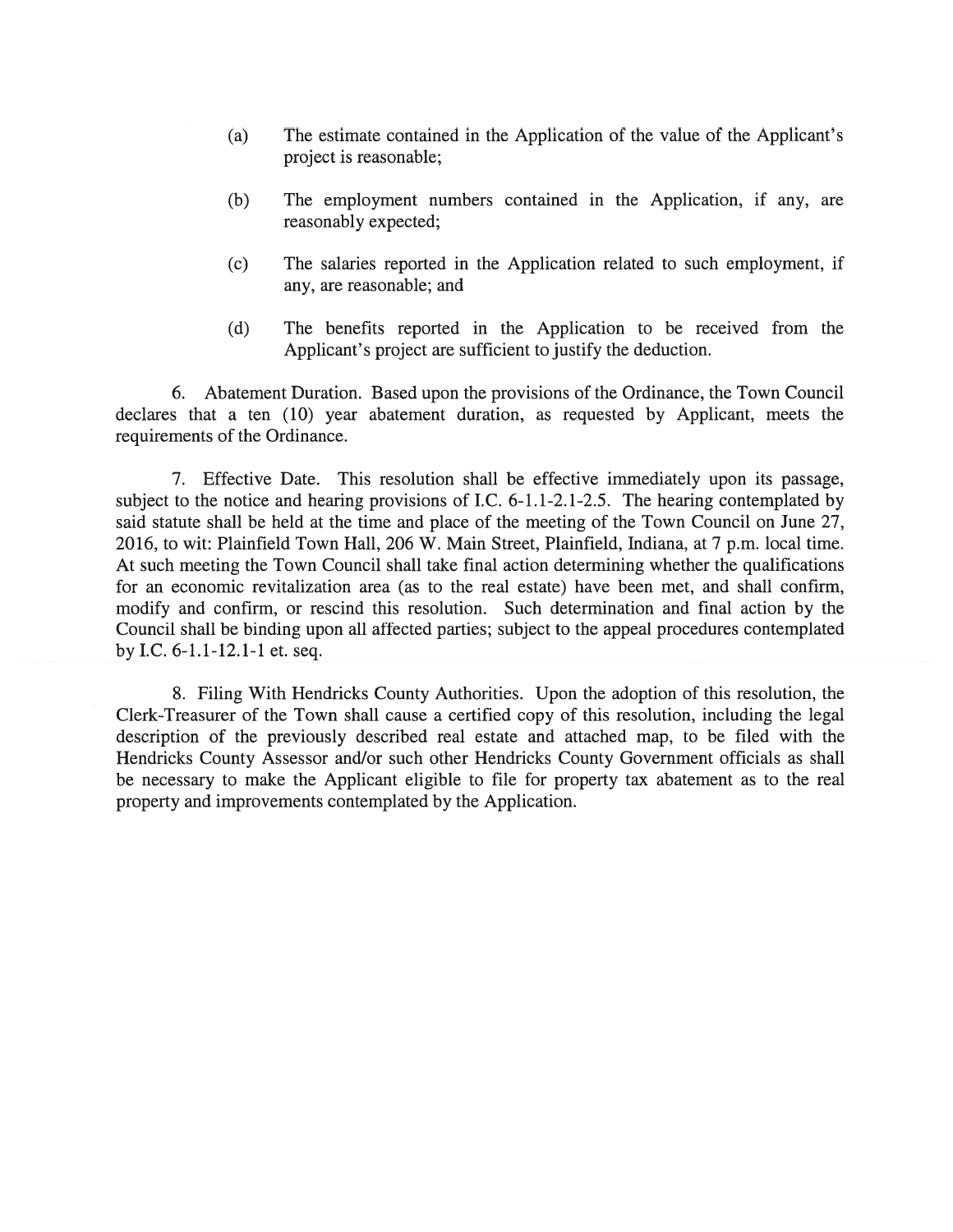(a) The estimate contained in the Application of the value of the Applicant's project is reasonable;

(b) The employment numbers contained in the Application, if any, are reasonably expected;

(c) The salaries reported in the Application related to such employment, if any, are reasonable; and

(d) The benefits reported in the Application to be received from the Applicant's project are sufficient to justify the deduction.

6. Abatement Duration. Based upon the provisions of the Ordinance, the Town Council declares that a ten (10) year abatement duration, as requested by Applicant, meets the requirements of the Ordinance.

7. Effective Date. This resolution shall be effective immediately upon its passage, subject to the notice and hearing provisions of I.C. 6-1.1-2.1-2.5. The hearing contemplated by said statute shall be held at the time and place of the meeting of the Town Council on June 27, 2016, to wit: Plainfield Town Hall, 206 W. Main Street, Plainfield, Indiana, at 7 p.m. local time. At such meeting the Town Council shall take final action determining whether the qualifications for an economic revitalization area (as to the real estate) have been met, and shall confirm, modify and confirm, or rescind this resolution. Such determination and final action by the Council shall be binding upon all affected parties; subject to the appeal procedures contemplated by I.C. 6-1.1-12.1-1 et. seq.

8. Filing With Hendricks County Authorities. Upon the adoption of this resolution, the Clerk-Treasurer of the Town shall cause a certified copy of this resolution, including the legal description of the previously described real estate and attached map, to be filed with the Hendricks County Assessor and/or such other Hendricks County Government officials as shall be necessary to make the Applicant eligible to file for property tax abatement as to the real property and improvements contemplated by the Application.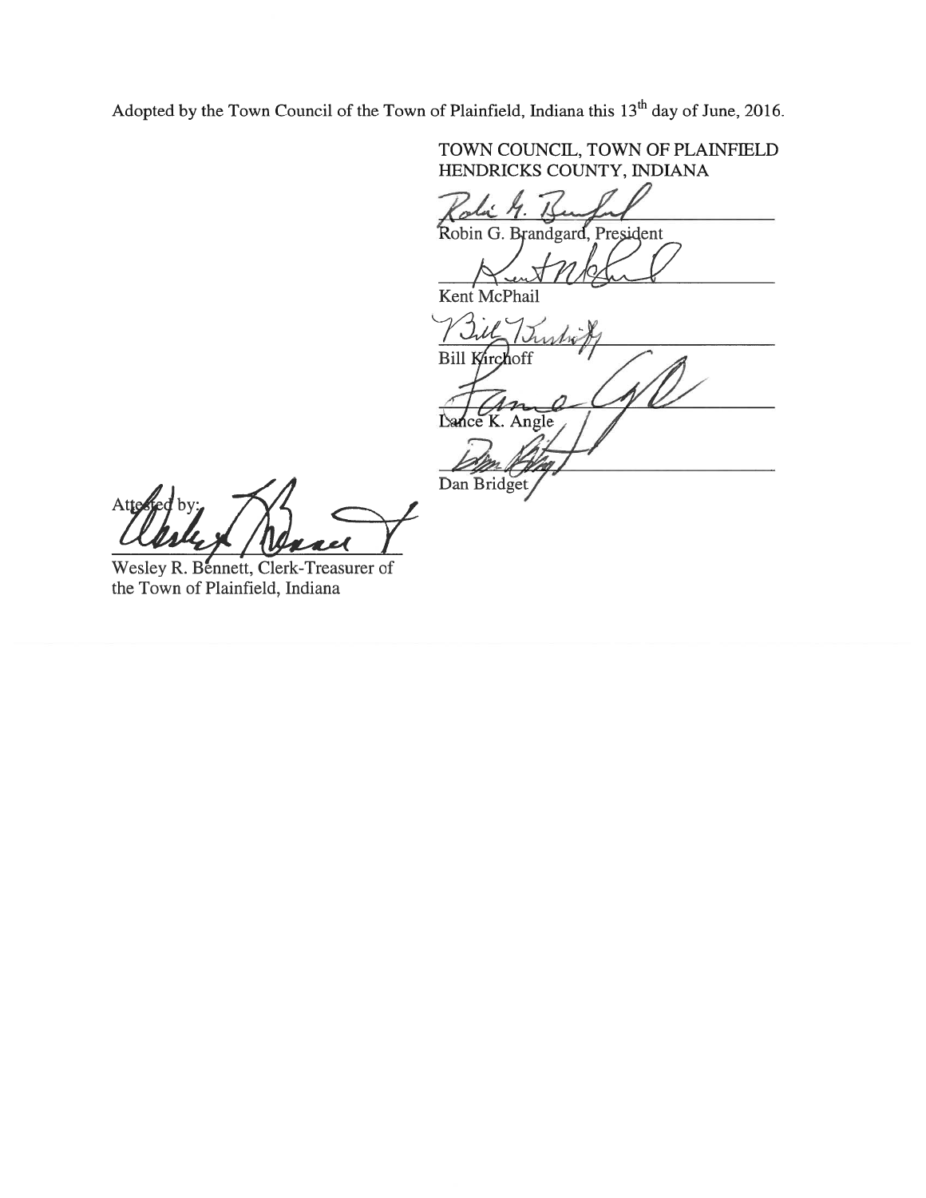Adopted by the Town Council of the Town of Plainfield, Indiana this 13th day of June, 2016.

TOWN COUNCIL, TOWN OF PLAINFIELD
HENDRICKS COUNTY, INDIANA

Robin G. Brandgard, President

Kent McPhail

Bill Kirchoff

Lance K. Angle

Dan Bridget

Attested by:

Wesley R. Bennett, Clerk-Treasurer of
the Town of Plainfield, Indiana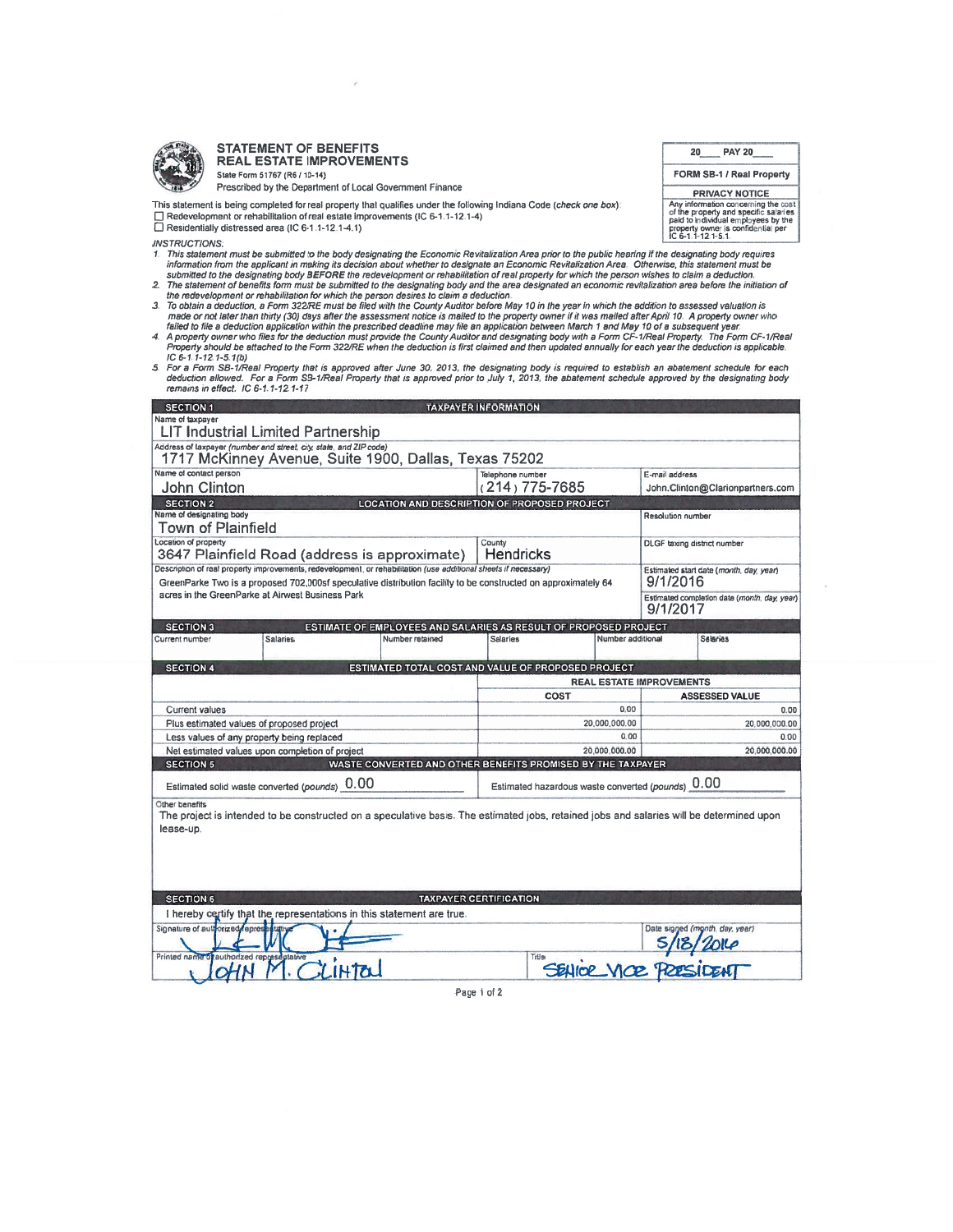# STATEMENT OF BENEFITS
## REAL ESTATE IMPROVEMENTS

State Form 51767 (R6 / 10-14)
Prescribed by the Department of Local Government Finance

| 20____ PAY 20____ |
|---|
| FORM SB-1 / Real Property |
| **PRIVACY NOTICE** |
| Any information concerning the cost of the property and specific salaries paid to individual employees by the property owner is confidential per IC 6-1.1-12.1-5.1. |

This statement is being completed for real property that qualifies under the following Indiana Code (*check one box*):

- ☐ Redevelopment or rehabilitation of real estate improvements (IC 6-1.1-12.1-4)
- ☐ Residentially distressed area (IC 6-1.1-12.1-4.1)

*INSTRUCTIONS:*

1. *This statement must be submitted to the body designating the Economic Revitalization Area prior to the public hearing if the designating body requires information from the applicant in making its decision about whether to designate an Economic Revitalization Area. Otherwise, this statement must be submitted to the designating body* ***BEFORE*** *the redevelopment or rehabilitation of real property for which the person wishes to claim a deduction.*
2. *The statement of benefits form must be submitted to the designating body and the area designated an economic revitalization area before the initiation of the redevelopment or rehabilitation for which the person desires to claim a deduction.*
3. *To obtain a deduction, a Form 322/RE must be filed with the County Auditor before May 10 in the year in which the addition to assessed valuation is made or not later than thirty (30) days after the assessment notice is mailed to the property owner if it was mailed after April 10. A property owner who failed to file a deduction application within the prescribed deadline may file an application between March 1 and May 10 of a subsequent year.*
4. *A property owner who files for the deduction must provide the County Auditor and designating body with a Form CF-1/Real Property. The Form CF-1/Real Property should be attached to the Form 322/RE when the deduction is first claimed and then updated annually for each year the deduction is applicable. IC 6-1.1-12.1-5.1(b)*
5. *For a Form SB-1/Real Property that is approved after June 30, 2013, the designating body is required to establish an abatement schedule for each deduction allowed. For a Form SB-1/Real Property that is approved prior to July 1, 2013, the abatement schedule approved by the designating body remains in effect. IC 6-1.1-12.1-17*

### SECTION 1 — TAXPAYER INFORMATION

| Name of taxpayer | | |
|---|---|---|
| LIT Industrial Limited Partnership | | |
| **Address of taxpayer** (number and street, city, state, and ZIP code) | | |
| 1717 McKinney Avenue, Suite 1900, Dallas, Texas 75202 | | |
| **Name of contact person** | **Telephone number** | **E-mail address** |
| John Clinton | (214) 775-7685 | John.Clinton@Clarionpartners.com |

### SECTION 2 — LOCATION AND DESCRIPTION OF PROPOSED PROJECT

| Name of designating body | | Resolution number |
|---|---|---|
| Town of Plainfield | | |
| **Location of property** | **County** | **DLGF taxing district number** |
| 3647 Plainfield Road (address is approximate) | Hendricks | |
| **Description of real property improvements, redevelopment, or rehabilitation** (use additional sheets if necessary) | | **Estimated start date** (month, day, year) |
| GreenParke Two is a proposed 702,000sf speculative distribution facility to be constructed on approximately 64 acres in the GreenParke at Airwest Business Park | | 9/1/2016 |
| | | **Estimated completion date** (month, day, year) |
| | | 9/1/2017 |

### SECTION 3 — ESTIMATE OF EMPLOYEES AND SALARIES AS RESULT OF PROPOSED PROJECT

| Current number | Salaries | Number retained | Salaries | Number additional | Salaries |
|---|---|---|---|---|---|
| | | | | | |

### SECTION 4 — ESTIMATED TOTAL COST AND VALUE OF PROPOSED PROJECT

| | REAL ESTATE IMPROVEMENTS | |
|---|---|---|
| | **COST** | **ASSESSED VALUE** |
| Current values | 0.00 | 0.00 |
| Plus estimated values of proposed project | 20,000,000.00 | 20,000,000.00 |
| Less values of any property being replaced | 0.00 | 0.00 |
| Net estimated values upon completion of project | 20,000,000.00 | 20,000,000.00 |

### SECTION 5 — WASTE CONVERTED AND OTHER BENEFITS PROMISED BY THE TAXPAYER

Estimated solid waste converted (*pounds*) 0.00

Estimated hazardous waste converted (*pounds*) 0.00

Other benefits

The project is intended to be constructed on a speculative basis. The estimated jobs, retained jobs and salaries will be determined upon lease-up.

### SECTION 6 — TAXPAYER CERTIFICATION

I hereby certify that the representations in this statement are true.

| Signature of authorized representative | Date signed (month, day, year) |
|---|---|
| [signature] | 5/18/2016 |
| **Printed name of authorized representative** | **Title** |
| JOHN M. CLINTON | SENIOR VICE PRESIDENT |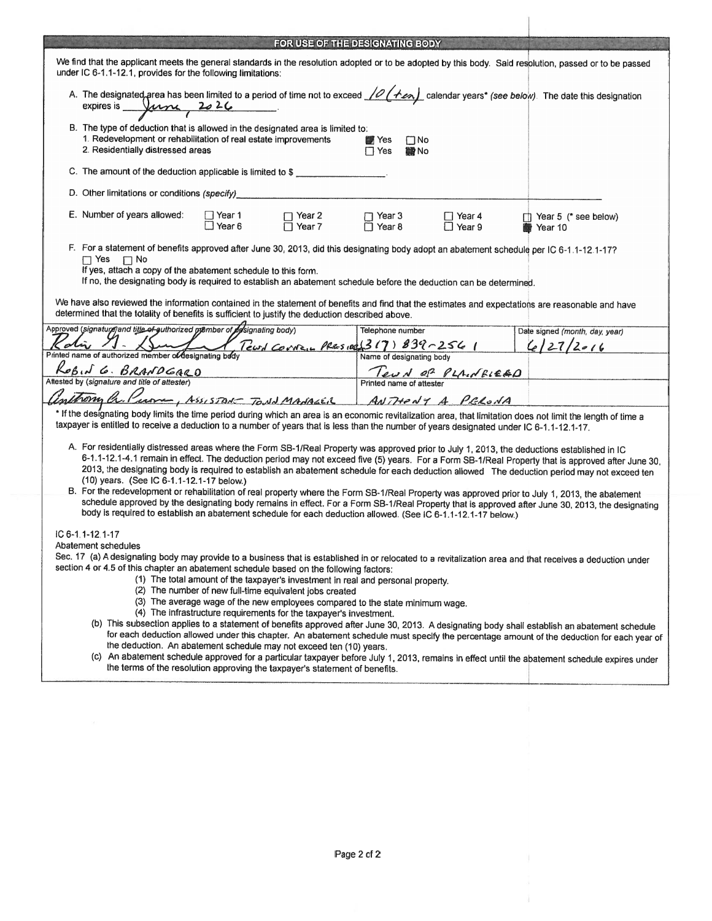## FOR USE OF THE DESIGNATING BODY

We find that the applicant meets the general standards in the resolution adopted or to be adopted by this body. Said resolution, passed or to be passed under IC 6-1.1-12.1, provides for the following limitations:

A. The designated area has been limited to a period of time not to exceed *10 (ten)* calendar years* *(see below)*. The date this designation expires is *June, 2026*.

B. The type of deduction that is allowed in the designated area is limited to:

1. Redevelopment or rehabilitation of real estate improvements ☒ Yes ☐ No
2. Residentially distressed areas ☐ Yes ☒ No

C. The amount of the deduction applicable is limited to $ ________________.

D. Other limitations or conditions *(specify)* ________________

E. Number of years allowed: ☐ Year 1 ☐ Year 2 ☐ Year 3 ☐ Year 4 ☐ Year 5 (* see below) ☐ Year 6 ☐ Year 7 ☐ Year 8 ☐ Year 9 ☒ Year 10

F. For a statement of benefits approved after June 30, 2013, did this designating body adopt an abatement schedule per IC 6-1.1-12.1-17?
☐ Yes ☐ No
If yes, attach a copy of the abatement schedule to this form.
If no, the designating body is required to establish an abatement schedule before the deduction can be determined.

We have also reviewed the information contained in the statement of benefits and find that the estimates and expectations are reasonable and have determined that the totality of benefits is sufficient to justify the deduction described above.

| Approved (signature and title of authorized member of designating body) | Telephone number | Date signed (month, day, year) |
|---|---|---|
| *[signature]* Town Council President | (317) 839-2561 | 6/27/2016 |
| **Printed name of authorized member of designating body** | **Name of designating body** | |
| ROBIN G. BRANDGARD | Town of Plainfield | |
| **Attested by (signature and title of attester)** | **Printed name of attester** | |
| *[signature]*, Assistant Town Manager | ANTHONY A. PERONA | |

\* If the designating body limits the time period during which an area is an economic revitalization area, that limitation does not limit the length of time a taxpayer is entitled to receive a deduction to a number of years that is less than the number of years designated under IC 6-1.1-12.1-17.

A. For residentially distressed areas where the Form SB-1/Real Property was approved prior to July 1, 2013, the deductions established in IC 6-1.1-12.1-4.1 remain in effect. The deduction period may not exceed five (5) years. For a Form SB-1/Real Property that is approved after June 30, 2013, the designating body is required to establish an abatement schedule for each deduction allowed The deduction period may not exceed ten (10) years. (See IC 6-1.1-12.1-17 below.)

B. For the redevelopment or rehabilitation of real property where the Form SB-1/Real Property was approved prior to July 1, 2013, the abatement schedule approved by the designating body remains in effect. For a Form SB-1/Real Property that is approved after June 30, 2013, the designating body is required to establish an abatement schedule for each deduction allowed. (See IC 6-1.1-12.1-17 below.)

IC 6-1.1-12.1-17
Abatement schedules

Sec. 17 (a) A designating body may provide to a business that is established in or relocated to a revitalization area and that receives a deduction under section 4 or 4.5 of this chapter an abatement schedule based on the following factors:

(1) The total amount of the taxpayer's investment in real and personal property.
(2) The number of new full-time equivalent jobs created
(3) The average wage of the new employees compared to the state minimum wage.
(4) The infrastructure requirements for the taxpayer's investment.

(b) This subsection applies to a statement of benefits approved after June 30, 2013. A designating body shall establish an abatement schedule for each deduction allowed under this chapter. An abatement schedule must specify the percentage amount of the deduction for each year of the deduction. An abatement schedule may not exceed ten (10) years.

(c) An abatement schedule approved for a particular taxpayer before July 1, 2013, remains in effect until the abatement schedule expires under the terms of the resolution approving the taxpayer's statement of benefits.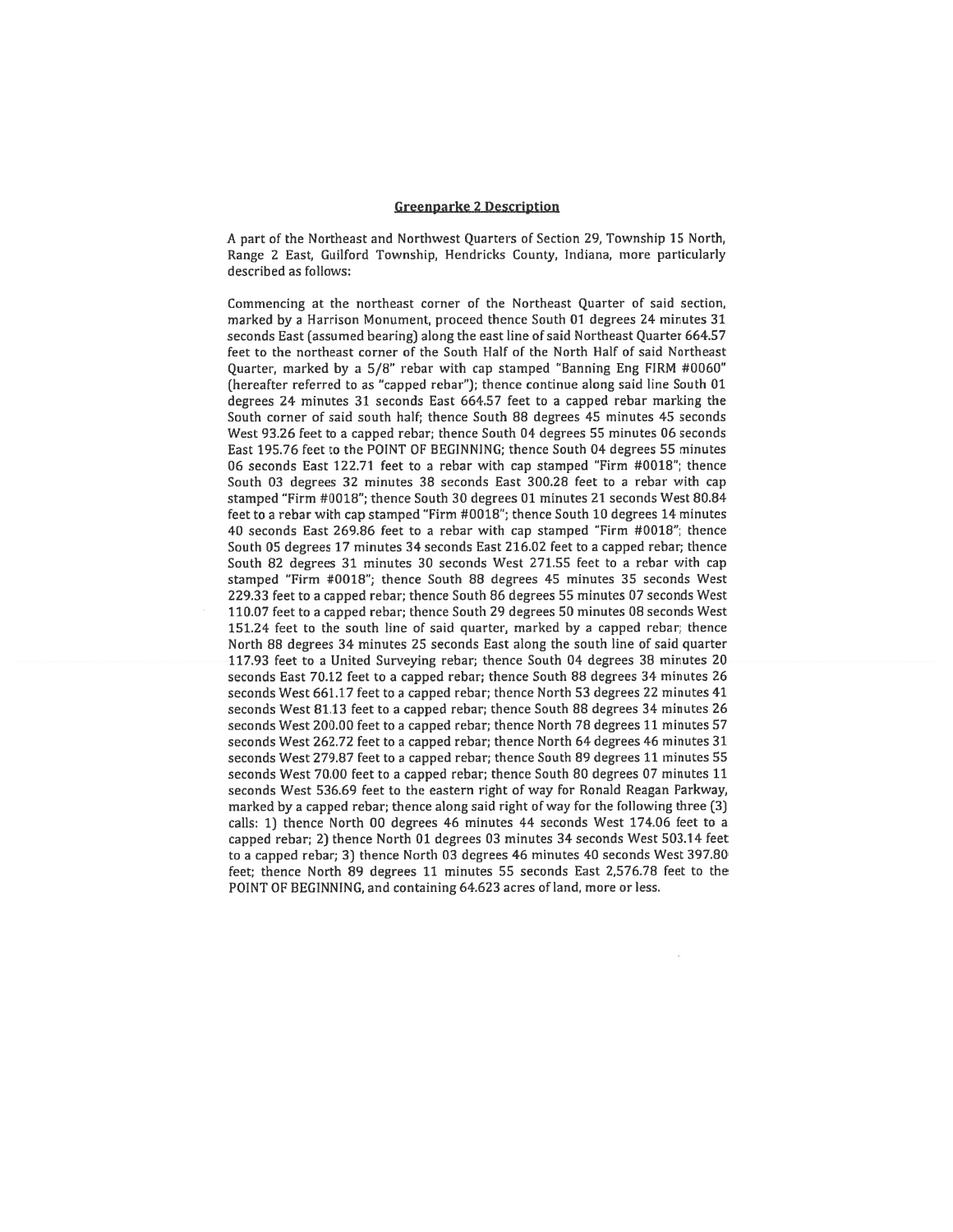## Greenparke 2 Description

A part of the Northeast and Northwest Quarters of Section 29, Township 15 North, Range 2 East, Guilford Township, Hendricks County, Indiana, more particularly described as follows:

Commencing at the northeast corner of the Northeast Quarter of said section, marked by a Harrison Monument, proceed thence South 01 degrees 24 minutes 31 seconds East (assumed bearing) along the east line of said Northeast Quarter 664.57 feet to the northeast corner of the South Half of the North Half of said Northeast Quarter, marked by a 5/8" rebar with cap stamped "Banning Eng FIRM #0060" (hereafter referred to as "capped rebar"); thence continue along said line South 01 degrees 24 minutes 31 seconds East 664.57 feet to a capped rebar marking the South corner of said south half; thence South 88 degrees 45 minutes 45 seconds West 93.26 feet to a capped rebar; thence South 04 degrees 55 minutes 06 seconds East 195.76 feet to the POINT OF BEGINNING; thence South 04 degrees 55 minutes 06 seconds East 122.71 feet to a rebar with cap stamped "Firm #0018"; thence South 03 degrees 32 minutes 38 seconds East 300.28 feet to a rebar with cap stamped "Firm #0018"; thence South 30 degrees 01 minutes 21 seconds West 80.84 feet to a rebar with cap stamped "Firm #0018"; thence South 10 degrees 14 minutes 40 seconds East 269.86 feet to a rebar with cap stamped "Firm #0018"; thence South 05 degrees 17 minutes 34 seconds East 216.02 feet to a capped rebar; thence South 82 degrees 31 minutes 30 seconds West 271.55 feet to a rebar with cap stamped "Firm #0018"; thence South 88 degrees 45 minutes 35 seconds West 229.33 feet to a capped rebar; thence South 86 degrees 55 minutes 07 seconds West 110.07 feet to a capped rebar; thence South 29 degrees 50 minutes 08 seconds West 151.24 feet to the south line of said quarter, marked by a capped rebar; thence North 88 degrees 34 minutes 25 seconds East along the south line of said quarter 117.93 feet to a United Surveying rebar; thence South 04 degrees 38 minutes 20 seconds East 70.12 feet to a capped rebar; thence South 88 degrees 34 minutes 26 seconds West 661.17 feet to a capped rebar; thence North 53 degrees 22 minutes 41 seconds West 81.13 feet to a capped rebar; thence South 88 degrees 34 minutes 26 seconds West 200.00 feet to a capped rebar; thence North 78 degrees 11 minutes 57 seconds West 262.72 feet to a capped rebar; thence North 64 degrees 46 minutes 31 seconds West 279.87 feet to a capped rebar; thence South 89 degrees 11 minutes 55 seconds West 70.00 feet to a capped rebar; thence South 80 degrees 07 minutes 11 seconds West 536.69 feet to the eastern right of way for Ronald Reagan Parkway, marked by a capped rebar; thence along said right of way for the following three (3) calls: 1) thence North 00 degrees 46 minutes 44 seconds West 174.06 feet to a capped rebar; 2) thence North 01 degrees 03 minutes 34 seconds West 503.14 feet to a capped rebar; 3) thence North 03 degrees 46 minutes 40 seconds West 397.80 feet; thence North 89 degrees 11 minutes 55 seconds East 2,576.78 feet to the POINT OF BEGINNING, and containing 64.623 acres of land, more or less.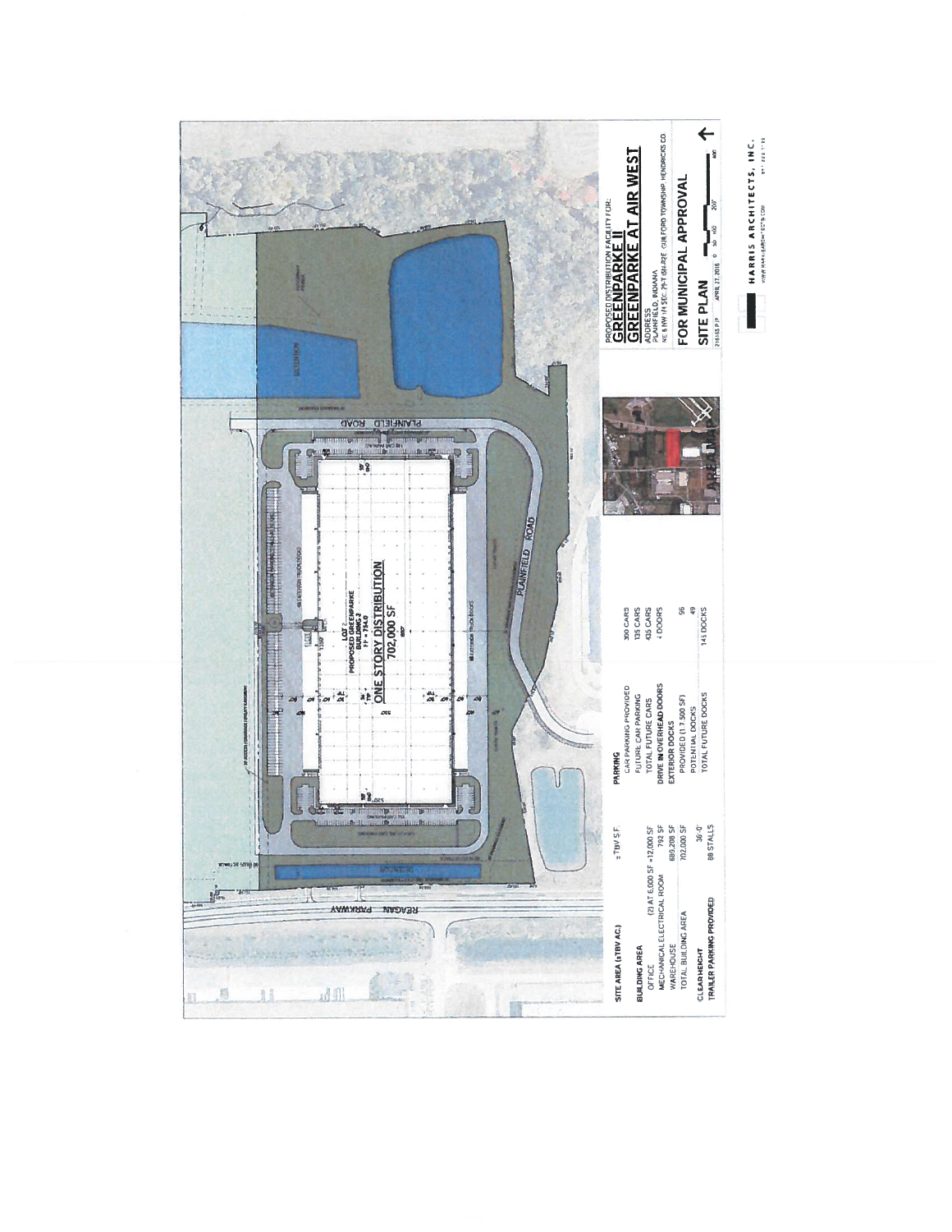PROPOSED DISTRIBUTION FACILITY FOR:

# GREENPARKE II
# GREENPARKE AT AIR WEST

ADDRESS
PLAINFIELD, INDIANA
NE & NW 1/4 SEC. 29-T15N-R2E GUILFORD TOWNSHIP HENDRICKS CO.

## FOR MUNICIPAL APPROVAL

## SITE PLAN

APRIL 27, 2016 0 50 100 200 400

HARRIS ARCHITECTS, INC.

LOT 2
PROPOSED GREENPARKE
BUILDING 2
FF = 714.0

**ONE STORY DISTRIBUTION**
**702,000 SF**

PLAINFIELD ROAD

REAGAN PARKWAY

DETENTION

| | |
|---|---|
| SITE AREA (±TBV AC.) | ±TBV S.F. |
| **BUILDING AREA** | |
| OFFICE (2) AT 6,000 SF = | 12,000 SF |
| MECHANICAL/ELECTRICAL ROOM | 792 SF |
| WAREHOUSE | 689,208 SF |
| TOTAL BUILDING AREA | 702,000 SF |
| CLEAR HEIGHT | 36'-0" |
| TRAILER PARKING PROVIDED | 88 STALLS |

| | |
|---|---|
| **PARKING** | |
| CAR PARKING PROVIDED | 300 CARS |
| FUTURE CAR PARKING | 135 CARS |
| TOTAL FUTURE CARS | 435 CARS |
| DRIVE IN OVERHEAD DOORS | 4 DOORS |
| **EXTERIOR DOCKS** | |
| PROVIDED (1:7,500 SF) | 96 |
| POTENTIAL DOCKS | 49 |
| TOTAL FUTURE DOCKS | 145 DOCKS |